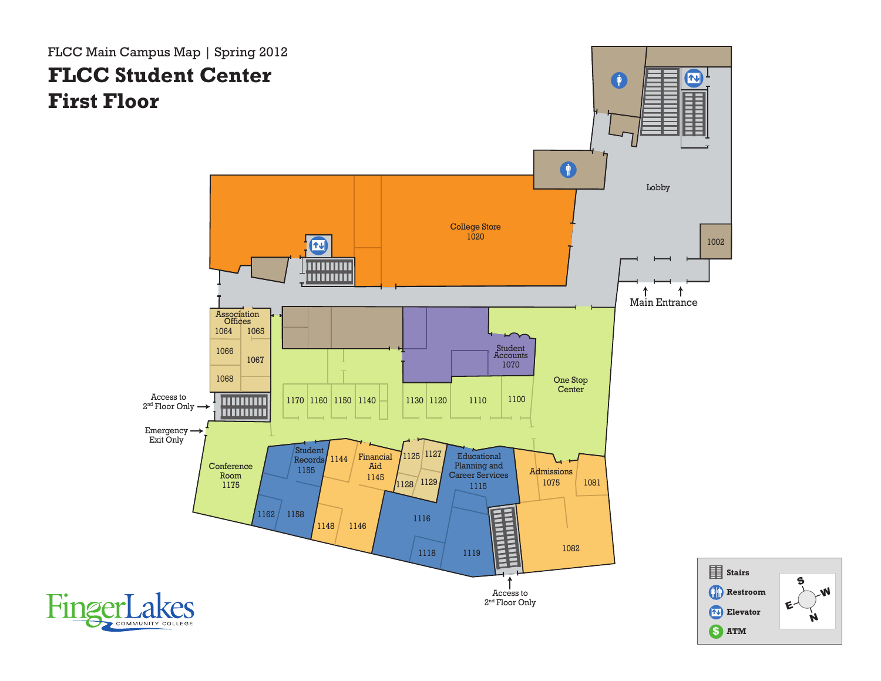FLCC Main Campus Map | Spring 2012

# FLCC Student Center
# First Floor

Lobby

1002

Main Entrance

College Store 1020

Association Offices

1064 1065

1066 1067

1068

Access to 2nd Floor Only

Emergency Exit Only

Student Accounts 1070

One Stop Center

1170 1160 1150 1140 1130 1120 1110 1100

Conference Room 1175

Student Records 1155

1162 1158

1144

Financial Aid 1145

1148 1146

1125 1127

1128 1129

Educational Planning and Career Services 1115

1116

1118 1119

Admissions 1075

1081

1082

Access to 2nd Floor Only

Stairs

Restroom

Elevator

ATM

S W E N

FingerLakes COMMUNITY COLLEGE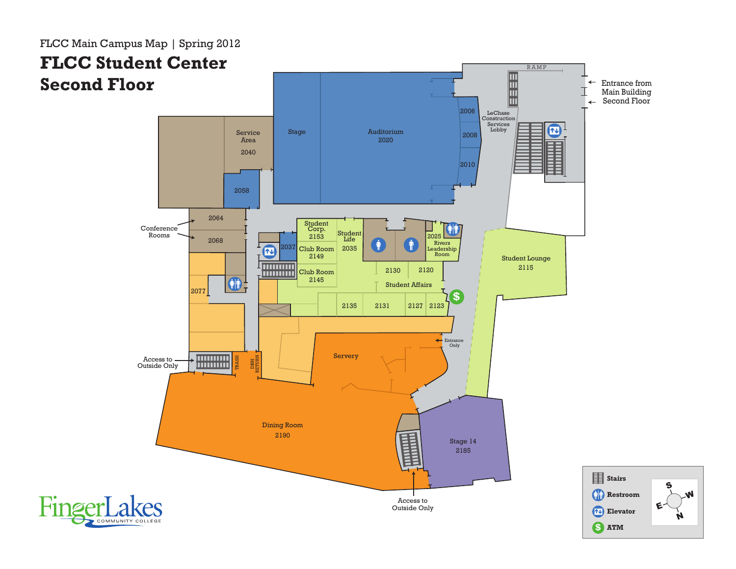FLCC Main Campus Map | Spring 2012

# FLCC Student Center Second Floor

RAMP

Entrance from Main Building Second Floor

LeChase Construction Services Lobby

Stage

Auditorium 2020

2006

2008

2010

Service Area 2040

2058

2064

2068

Conference Rooms

2077

Student Corp. 2153

Club Room 2149

Club Room 2145

2037

Student Life 2035

2025 Rivers Leadership Room

2130

2120

Student Affairs

2135

2131

2127

2123

Student Lounge 2115

Servery

Entrance Only

Access to Outside Only

TRASH

DISH RETURN

Dining Room 2190

Stage 14 2185

Access to Outside Only

Stairs

Restroom

Elevator

ATM

S

W

E

N

FingerLakes COMMUNITY COLLEGE